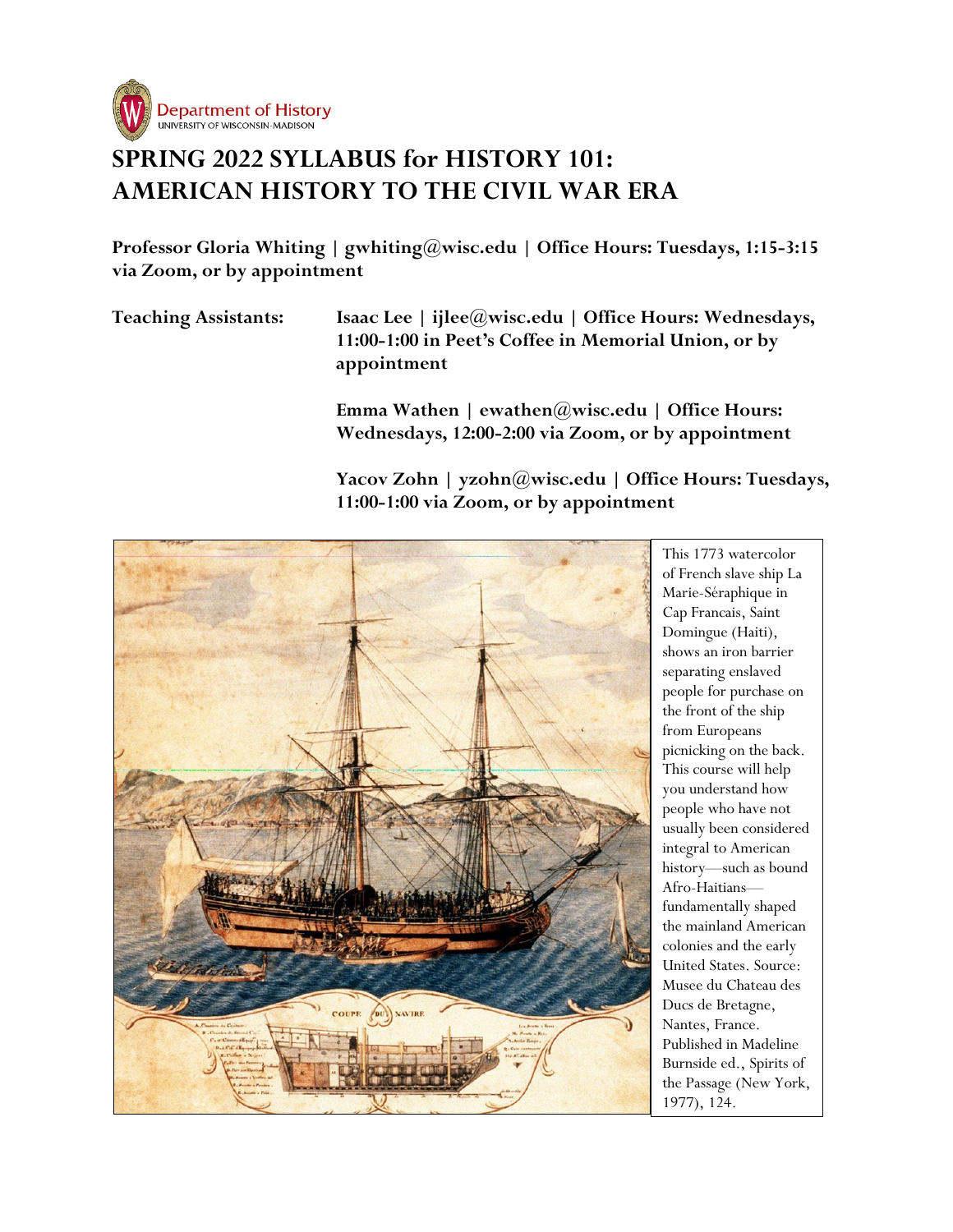Department of History
UNIVERSITY OF WISCONSIN-MADISON

# SPRING 2022 SYLLABUS for HISTORY 101: AMERICAN HISTORY TO THE CIVIL WAR ERA

**Professor Gloria Whiting | gwhiting@wisc.edu | Office Hours: Tuesdays, 1:15-3:15 via Zoom, or by appointment**

**Teaching Assistants:**

**Isaac Lee | ijlee@wisc.edu | Office Hours: Wednesdays, 11:00-1:00 in Peet's Coffee in Memorial Union, or by appointment**

**Emma Wathen | ewathen@wisc.edu | Office Hours: Wednesdays, 12:00-2:00 via Zoom, or by appointment**

**Yacov Zohn | yzohn@wisc.edu | Office Hours: Tuesdays, 11:00-1:00 via Zoom, or by appointment**

This 1773 watercolor of French slave ship La Marie-Séraphique in Cap Francais, Saint Domingue (Haiti), shows an iron barrier separating enslaved people for purchase on the front of the ship from Europeans picnicking on the back. This course will help you understand how people who have not usually been considered integral to American history—such as bound Afro-Haitians—fundamentally shaped the mainland American colonies and the early United States. Source: Musee du Chateau des Ducs de Bretagne, Nantes, France. Published in Madeline Burnside ed., Spirits of the Passage (New York, 1977), 124.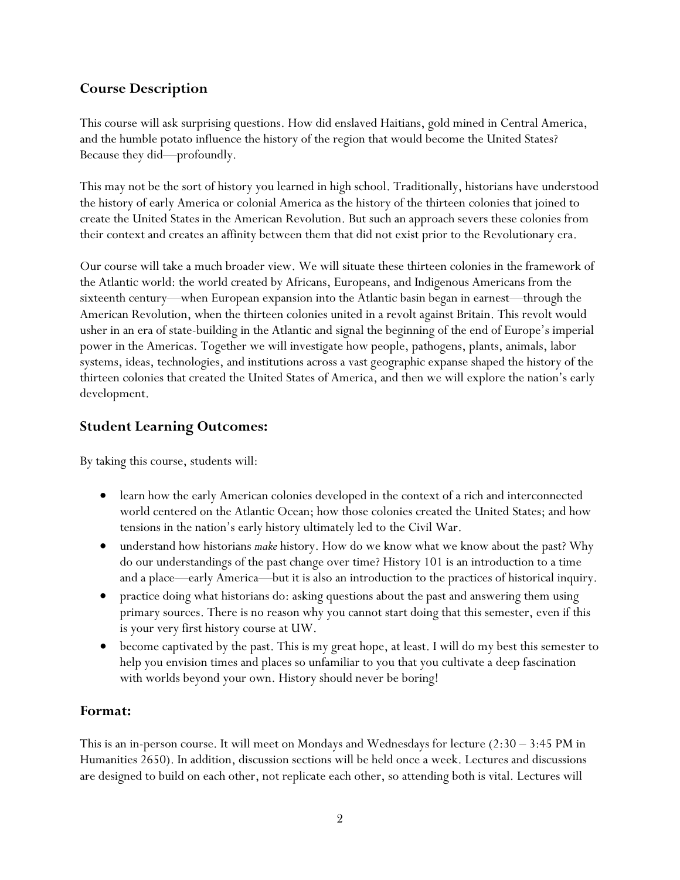## Course Description

This course will ask surprising questions. How did enslaved Haitians, gold mined in Central America, and the humble potato influence the history of the region that would become the United States? Because they did—profoundly.

This may not be the sort of history you learned in high school. Traditionally, historians have understood the history of early America or colonial America as the history of the thirteen colonies that joined to create the United States in the American Revolution. But such an approach severs these colonies from their context and creates an affinity between them that did not exist prior to the Revolutionary era.

Our course will take a much broader view. We will situate these thirteen colonies in the framework of the Atlantic world: the world created by Africans, Europeans, and Indigenous Americans from the sixteenth century—when European expansion into the Atlantic basin began in earnest—through the American Revolution, when the thirteen colonies united in a revolt against Britain. This revolt would usher in an era of state-building in the Atlantic and signal the beginning of the end of Europe's imperial power in the Americas. Together we will investigate how people, pathogens, plants, animals, labor systems, ideas, technologies, and institutions across a vast geographic expanse shaped the history of the thirteen colonies that created the United States of America, and then we will explore the nation's early development.

## Student Learning Outcomes:

By taking this course, students will:

- learn how the early American colonies developed in the context of a rich and interconnected world centered on the Atlantic Ocean; how those colonies created the United States; and how tensions in the nation's early history ultimately led to the Civil War.
- understand how historians *make* history. How do we know what we know about the past? Why do our understandings of the past change over time? History 101 is an introduction to a time and a place—early America—but it is also an introduction to the practices of historical inquiry.
- practice doing what historians do: asking questions about the past and answering them using primary sources. There is no reason why you cannot start doing that this semester, even if this is your very first history course at UW.
- become captivated by the past. This is my great hope, at least. I will do my best this semester to help you envision times and places so unfamiliar to you that you cultivate a deep fascination with worlds beyond your own. History should never be boring!

## Format:

This is an in-person course. It will meet on Mondays and Wednesdays for lecture (2:30 – 3:45 PM in Humanities 2650). In addition, discussion sections will be held once a week. Lectures and discussions are designed to build on each other, not replicate each other, so attending both is vital. Lectures will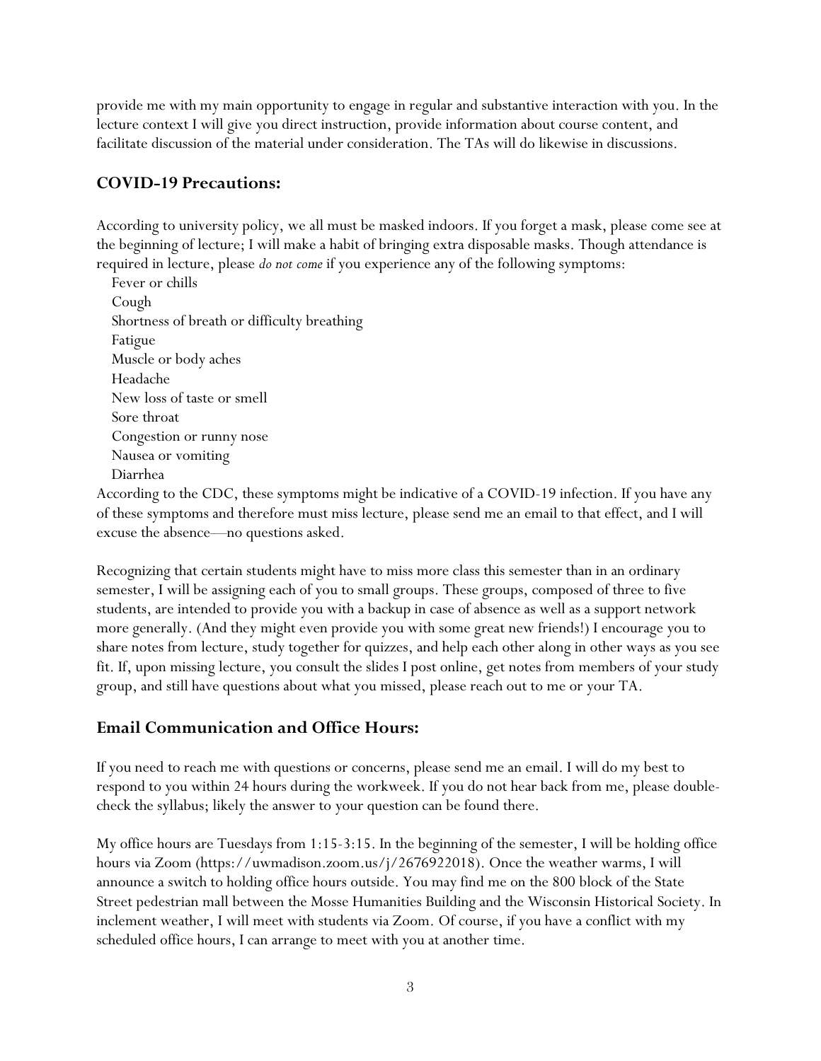provide me with my main opportunity to engage in regular and substantive interaction with you. In the lecture context I will give you direct instruction, provide information about course content, and facilitate discussion of the material under consideration. The TAs will do likewise in discussions.

## COVID-19 Precautions:

According to university policy, we all must be masked indoors. If you forget a mask, please come see at the beginning of lecture; I will make a habit of bringing extra disposable masks. Though attendance is required in lecture, please *do not come* if you experience any of the following symptoms:

- Fever or chills
- Cough
- Shortness of breath or difficulty breathing
- Fatigue
- Muscle or body aches
- Headache
- New loss of taste or smell
- Sore throat
- Congestion or runny nose
- Nausea or vomiting
- Diarrhea

According to the CDC, these symptoms might be indicative of a COVID-19 infection. If you have any of these symptoms and therefore must miss lecture, please send me an email to that effect, and I will excuse the absence—no questions asked.

Recognizing that certain students might have to miss more class this semester than in an ordinary semester, I will be assigning each of you to small groups. These groups, composed of three to five students, are intended to provide you with a backup in case of absence as well as a support network more generally. (And they might even provide you with some great new friends!) I encourage you to share notes from lecture, study together for quizzes, and help each other along in other ways as you see fit. If, upon missing lecture, you consult the slides I post online, get notes from members of your study group, and still have questions about what you missed, please reach out to me or your TA.

## Email Communication and Office Hours:

If you need to reach me with questions or concerns, please send me an email. I will do my best to respond to you within 24 hours during the workweek. If you do not hear back from me, please double-check the syllabus; likely the answer to your question can be found there.

My office hours are Tuesdays from 1:15-3:15. In the beginning of the semester, I will be holding office hours via Zoom (https://uwmadison.zoom.us/j/2676922018). Once the weather warms, I will announce a switch to holding office hours outside. You may find me on the 800 block of the State Street pedestrian mall between the Mosse Humanities Building and the Wisconsin Historical Society. In inclement weather, I will meet with students via Zoom. Of course, if you have a conflict with my scheduled office hours, I can arrange to meet with you at another time.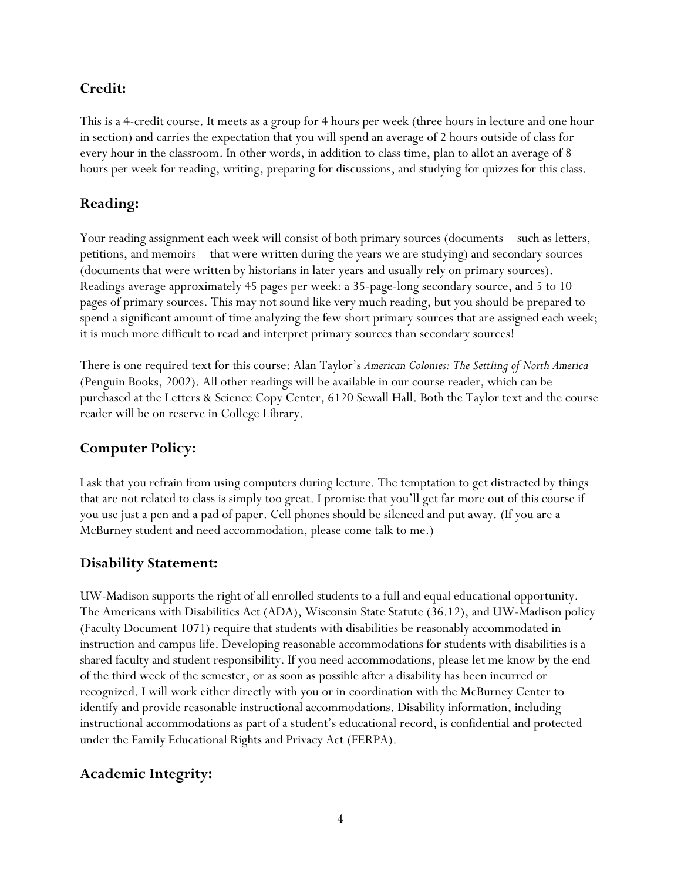## Credit:

This is a 4-credit course. It meets as a group for 4 hours per week (three hours in lecture and one hour in section) and carries the expectation that you will spend an average of 2 hours outside of class for every hour in the classroom. In other words, in addition to class time, plan to allot an average of 8 hours per week for reading, writing, preparing for discussions, and studying for quizzes for this class.

## Reading:

Your reading assignment each week will consist of both primary sources (documents—such as letters, petitions, and memoirs—that were written during the years we are studying) and secondary sources (documents that were written by historians in later years and usually rely on primary sources). Readings average approximately 45 pages per week: a 35-page-long secondary source, and 5 to 10 pages of primary sources. This may not sound like very much reading, but you should be prepared to spend a significant amount of time analyzing the few short primary sources that are assigned each week; it is much more difficult to read and interpret primary sources than secondary sources!

There is one required text for this course: Alan Taylor's *American Colonies: The Settling of North America* (Penguin Books, 2002). All other readings will be available in our course reader, which can be purchased at the Letters & Science Copy Center, 6120 Sewall Hall. Both the Taylor text and the course reader will be on reserve in College Library.

## Computer Policy:

I ask that you refrain from using computers during lecture. The temptation to get distracted by things that are not related to class is simply too great. I promise that you'll get far more out of this course if you use just a pen and a pad of paper. Cell phones should be silenced and put away. (If you are a McBurney student and need accommodation, please come talk to me.)

## Disability Statement:

UW-Madison supports the right of all enrolled students to a full and equal educational opportunity. The Americans with Disabilities Act (ADA), Wisconsin State Statute (36.12), and UW-Madison policy (Faculty Document 1071) require that students with disabilities be reasonably accommodated in instruction and campus life. Developing reasonable accommodations for students with disabilities is a shared faculty and student responsibility. If you need accommodations, please let me know by the end of the third week of the semester, or as soon as possible after a disability has been incurred or recognized. I will work either directly with you or in coordination with the McBurney Center to identify and provide reasonable instructional accommodations. Disability information, including instructional accommodations as part of a student's educational record, is confidential and protected under the Family Educational Rights and Privacy Act (FERPA).

## Academic Integrity: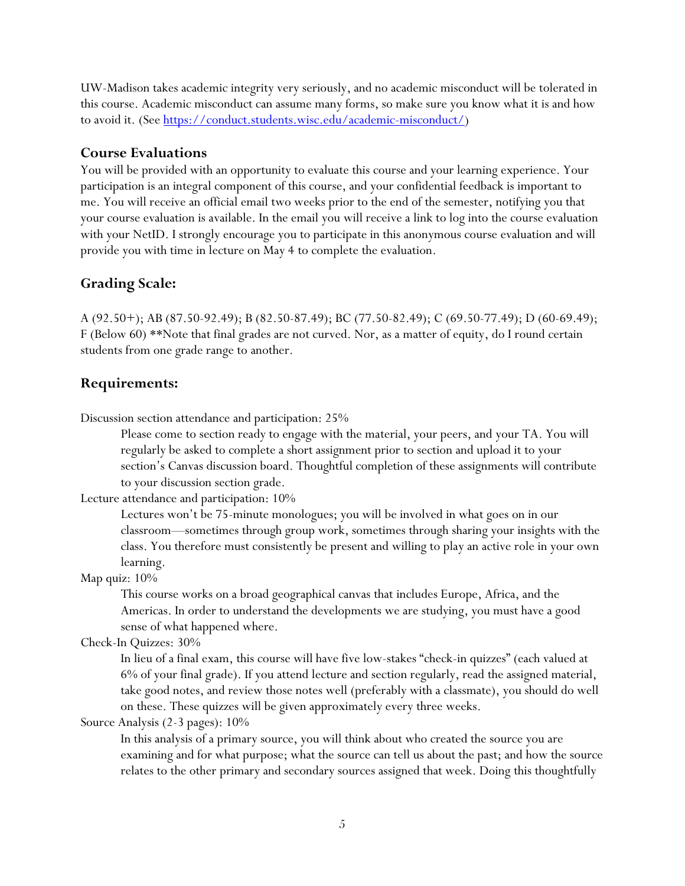UW-Madison takes academic integrity very seriously, and no academic misconduct will be tolerated in this course. Academic misconduct can assume many forms, so make sure you know what it is and how to avoid it. (See https://conduct.students.wisc.edu/academic-misconduct/)

## Course Evaluations

You will be provided with an opportunity to evaluate this course and your learning experience. Your participation is an integral component of this course, and your confidential feedback is important to me. You will receive an official email two weeks prior to the end of the semester, notifying you that your course evaluation is available. In the email you will receive a link to log into the course evaluation with your NetID. I strongly encourage you to participate in this anonymous course evaluation and will provide you with time in lecture on May 4 to complete the evaluation.

## Grading Scale:

A (92.50+); AB (87.50-92.49); B (82.50-87.49); BC (77.50-82.49); C (69.50-77.49); D (60-69.49); F (Below 60) **Note that final grades are not curved. Nor, as a matter of equity, do I round certain students from one grade range to another.

## Requirements:

Discussion section attendance and participation: 25%

Please come to section ready to engage with the material, your peers, and your TA. You will regularly be asked to complete a short assignment prior to section and upload it to your section's Canvas discussion board. Thoughtful completion of these assignments will contribute to your discussion section grade.

Lecture attendance and participation: 10%

Lectures won't be 75-minute monologues; you will be involved in what goes on in our classroom—sometimes through group work, sometimes through sharing your insights with the class. You therefore must consistently be present and willing to play an active role in your own learning.

Map quiz: 10%

This course works on a broad geographical canvas that includes Europe, Africa, and the Americas. In order to understand the developments we are studying, you must have a good sense of what happened where.

Check-In Quizzes: 30%

In lieu of a final exam, this course will have five low-stakes "check-in quizzes" (each valued at 6% of your final grade). If you attend lecture and section regularly, read the assigned material, take good notes, and review those notes well (preferably with a classmate), you should do well on these. These quizzes will be given approximately every three weeks.

Source Analysis (2-3 pages): 10%

In this analysis of a primary source, you will think about who created the source you are examining and for what purpose; what the source can tell us about the past; and how the source relates to the other primary and secondary sources assigned that week. Doing this thoughtfully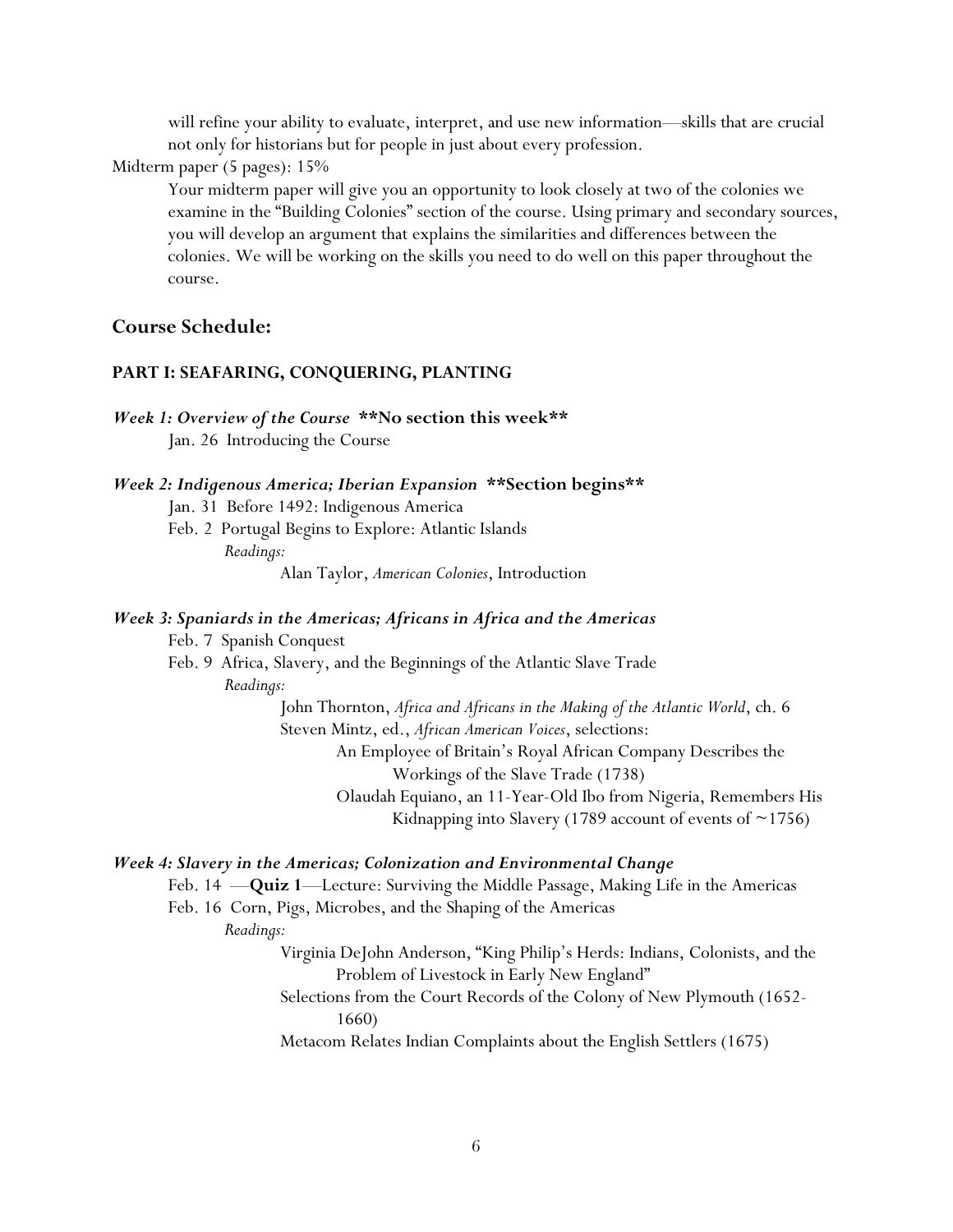will refine your ability to evaluate, interpret, and use new information—skills that are crucial not only for historians but for people in just about every profession.

Midterm paper (5 pages): 15%

Your midterm paper will give you an opportunity to look closely at two of the colonies we examine in the "Building Colonies" section of the course. Using primary and secondary sources, you will develop an argument that explains the similarities and differences between the colonies. We will be working on the skills you need to do well on this paper throughout the course.

## Course Schedule:

### PART I: SEAFARING, CONQUERING, PLANTING

***Week 1: Overview of the Course*** **\*\*No section this week\*\***

Jan. 26 Introducing the Course

***Week 2: Indigenous America; Iberian Expansion*** **\*\*Section begins\*\***

Jan. 31 Before 1492: Indigenous America

Feb. 2 Portugal Begins to Explore: Atlantic Islands

*Readings:*

Alan Taylor, *American Colonies*, Introduction

***Week 3: Spaniards in the Americas; Africans in Africa and the Americas***

Feb. 7 Spanish Conquest

Feb. 9 Africa, Slavery, and the Beginnings of the Atlantic Slave Trade

*Readings:*

John Thornton, *Africa and Africans in the Making of the Atlantic World*, ch. 6

Steven Mintz, ed., *African American Voices*, selections:

An Employee of Britain's Royal African Company Describes the Workings of the Slave Trade (1738)

Olaudah Equiano, an 11-Year-Old Ibo from Nigeria, Remembers His Kidnapping into Slavery (1789 account of events of ~1756)

***Week 4: Slavery in the Americas; Colonization and Environmental Change***

Feb. 14 —**Quiz 1**—Lecture: Surviving the Middle Passage, Making Life in the Americas

Feb. 16 Corn, Pigs, Microbes, and the Shaping of the Americas

*Readings:*

Virginia DeJohn Anderson, "King Philip's Herds: Indians, Colonists, and the Problem of Livestock in Early New England"

Selections from the Court Records of the Colony of New Plymouth (1652-1660)

Metacom Relates Indian Complaints about the English Settlers (1675)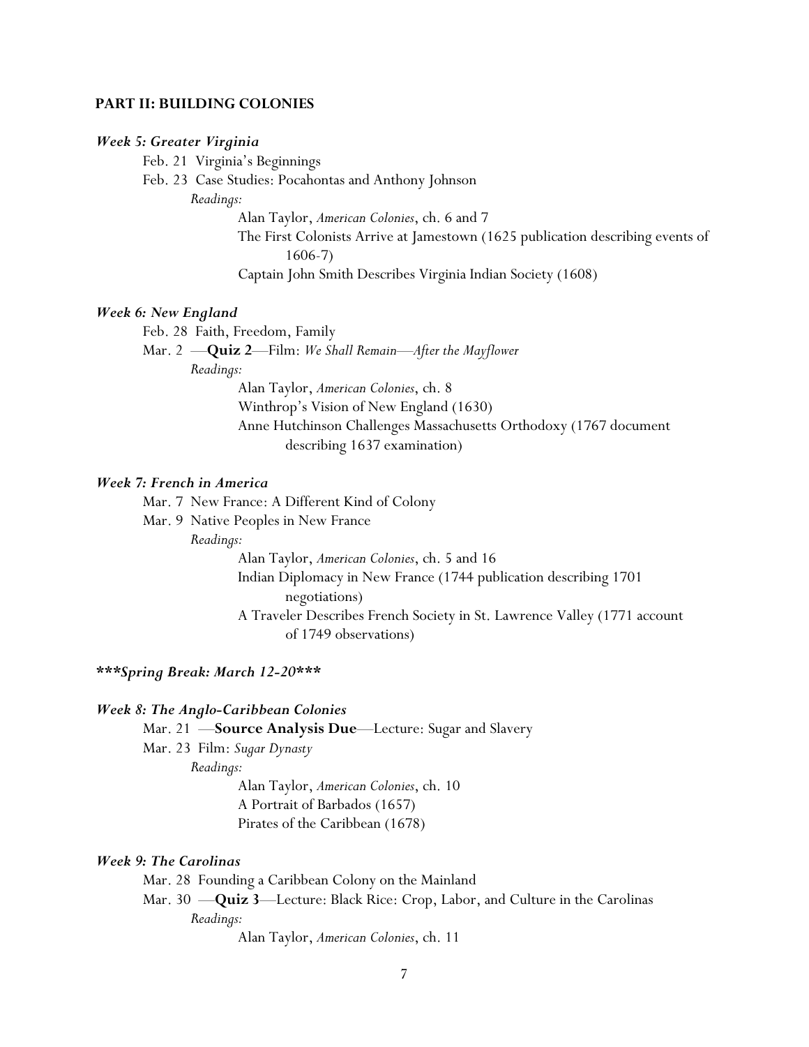## PART II: BUILDING COLONIES

### *Week 5: Greater Virginia*

Feb. 21 Virginia's Beginnings

Feb. 23 Case Studies: Pocahontas and Anthony Johnson

*Readings:*

- Alan Taylor, *American Colonies*, ch. 6 and 7
- The First Colonists Arrive at Jamestown (1625 publication describing events of 1606-7)
- Captain John Smith Describes Virginia Indian Society (1608)

### *Week 6: New England*

Feb. 28 Faith, Freedom, Family

Mar. 2 —**Quiz 2**—Film: *We Shall Remain—After the Mayflower*

*Readings:*

- Alan Taylor, *American Colonies*, ch. 8
- Winthrop's Vision of New England (1630)
- Anne Hutchinson Challenges Massachusetts Orthodoxy (1767 document describing 1637 examination)

### *Week 7: French in America*

Mar. 7 New France: A Different Kind of Colony

Mar. 9 Native Peoples in New France

*Readings:*

- Alan Taylor, *American Colonies*, ch. 5 and 16
- Indian Diplomacy in New France (1744 publication describing 1701 negotiations)
- A Traveler Describes French Society in St. Lawrence Valley (1771 account of 1749 observations)

### *\*\*\*Spring Break: March 12-20\*\*\**

### *Week 8: The Anglo-Caribbean Colonies*

Mar. 21 —**Source Analysis Due**—Lecture: Sugar and Slavery

Mar. 23 Film: *Sugar Dynasty*

*Readings:*

- Alan Taylor, *American Colonies*, ch. 10
- A Portrait of Barbados (1657)
- Pirates of the Caribbean (1678)

### *Week 9: The Carolinas*

Mar. 28 Founding a Caribbean Colony on the Mainland

Mar. 30 —**Quiz 3**—Lecture: Black Rice: Crop, Labor, and Culture in the Carolinas

*Readings:*

- Alan Taylor, *American Colonies*, ch. 11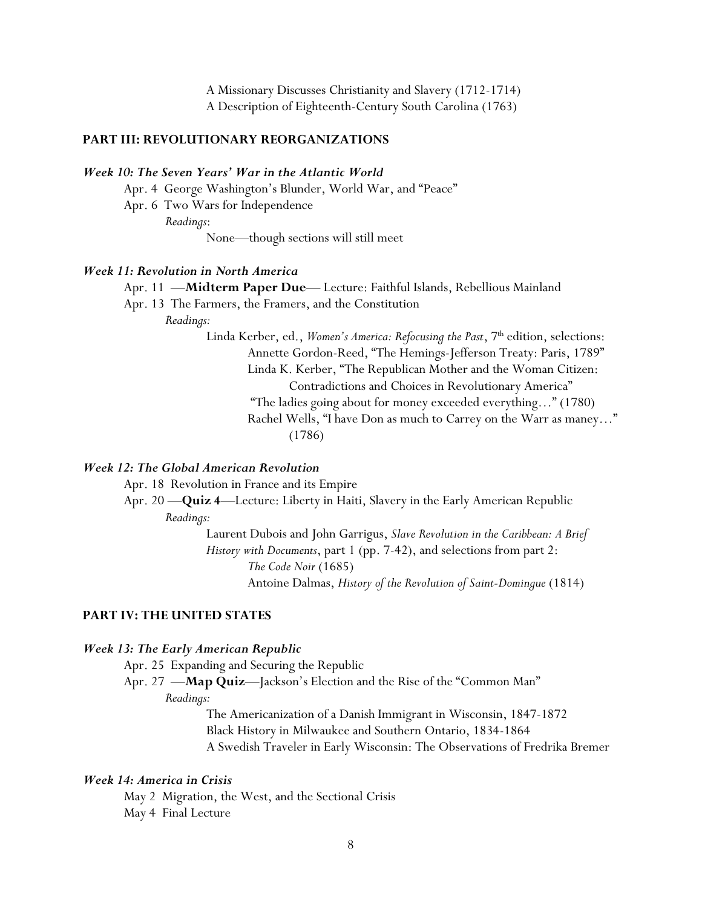A Missionary Discusses Christianity and Slavery (1712-1714)
A Description of Eighteenth-Century South Carolina (1763)

## PART III: REVOLUTIONARY REORGANIZATIONS

### *Week 10: The Seven Years' War in the Atlantic World*

Apr. 4 George Washington's Blunder, World War, and "Peace"
Apr. 6 Two Wars for Independence

*Readings*:

None—though sections will still meet

### *Week 11: Revolution in North America*

Apr. 11 —**Midterm Paper Due**— Lecture: Faithful Islands, Rebellious Mainland
Apr. 13 The Farmers, the Framers, and the Constitution

*Readings:*

Linda Kerber, ed., *Women's America: Refocusing the Past*, 7th edition, selections:
- Annette Gordon-Reed, "The Hemings-Jefferson Treaty: Paris, 1789"
- Linda K. Kerber, "The Republican Mother and the Woman Citizen: Contradictions and Choices in Revolutionary America"
- "The ladies going about for money exceeded everything…" (1780)
- Rachel Wells, "I have Don as much to Carrey on the Warr as maney…" (1786)

### *Week 12: The Global American Revolution*

Apr. 18 Revolution in France and its Empire
Apr. 20 —**Quiz 4**—Lecture: Liberty in Haiti, Slavery in the Early American Republic

*Readings:*

Laurent Dubois and John Garrigus, *Slave Revolution in the Caribbean: A Brief History with Documents*, part 1 (pp. 7-42), and selections from part 2:
- *The Code Noir* (1685)
- Antoine Dalmas, *History of the Revolution of Saint-Domingue* (1814)

## PART IV: THE UNITED STATES

### *Week 13: The Early American Republic*

Apr. 25 Expanding and Securing the Republic
Apr. 27 —**Map Quiz**—Jackson's Election and the Rise of the "Common Man"

*Readings:*

The Americanization of a Danish Immigrant in Wisconsin, 1847-1872
Black History in Milwaukee and Southern Ontario, 1834-1864
A Swedish Traveler in Early Wisconsin: The Observations of Fredrika Bremer

### *Week 14: America in Crisis*

May 2 Migration, the West, and the Sectional Crisis
May 4 Final Lecture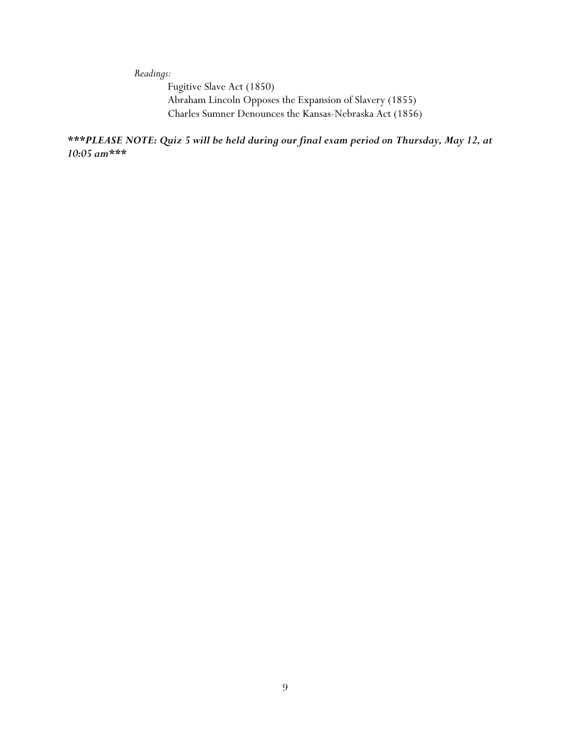*Readings:*

Fugitive Slave Act (1850)
Abraham Lincoln Opposes the Expansion of Slavery (1855)
Charles Sumner Denounces the Kansas-Nebraska Act (1856)

***\*\*\*PLEASE NOTE: Quiz 5 will be held during our final exam period on Thursday, May 12, at 10:05 am\*\*\****